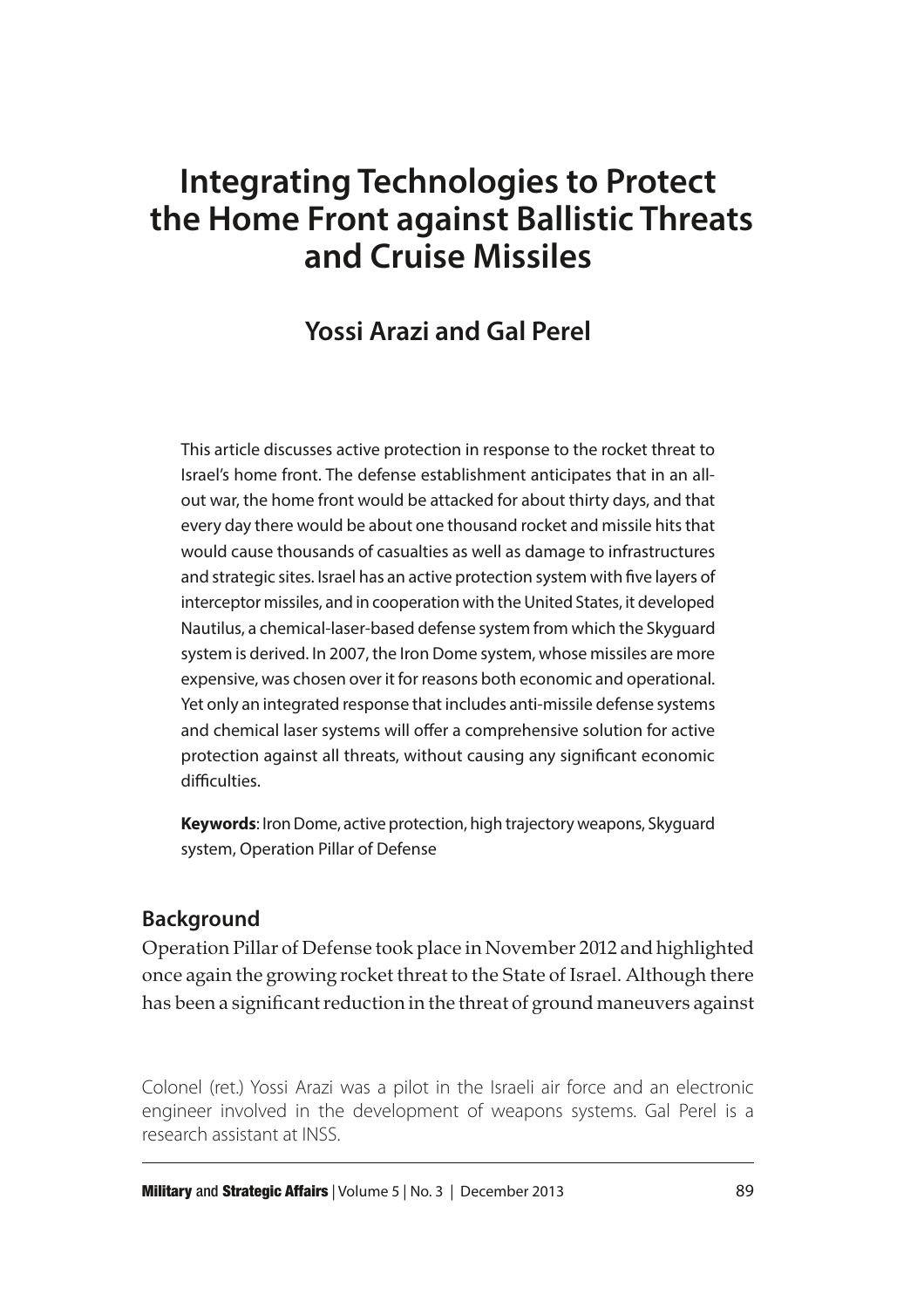# Integrating Technologies to Protect the Home Front against Ballistic Threats and Cruise Missiles

## Yossi Arazi and Gal Perel

This article discusses active protection in response to the rocket threat to Israel's home front. The defense establishment anticipates that in an all-out war, the home front would be attacked for about thirty days, and that every day there would be about one thousand rocket and missile hits that would cause thousands of casualties as well as damage to infrastructures and strategic sites. Israel has an active protection system with five layers of interceptor missiles, and in cooperation with the United States, it developed Nautilus, a chemical-laser-based defense system from which the Skyguard system is derived. In 2007, the Iron Dome system, whose missiles are more expensive, was chosen over it for reasons both economic and operational. Yet only an integrated response that includes anti-missile defense systems and chemical laser systems will offer a comprehensive solution for active protection against all threats, without causing any significant economic difficulties.

**Keywords**: Iron Dome, active protection, high trajectory weapons, Skyguard system, Operation Pillar of Defense

### Background

Operation Pillar of Defense took place in November 2012 and highlighted once again the growing rocket threat to the State of Israel. Although there has been a significant reduction in the threat of ground maneuvers against

Colonel (ret.) Yossi Arazi was a pilot in the Israeli air force and an electronic engineer involved in the development of weapons systems. Gal Perel is a research assistant at INSS.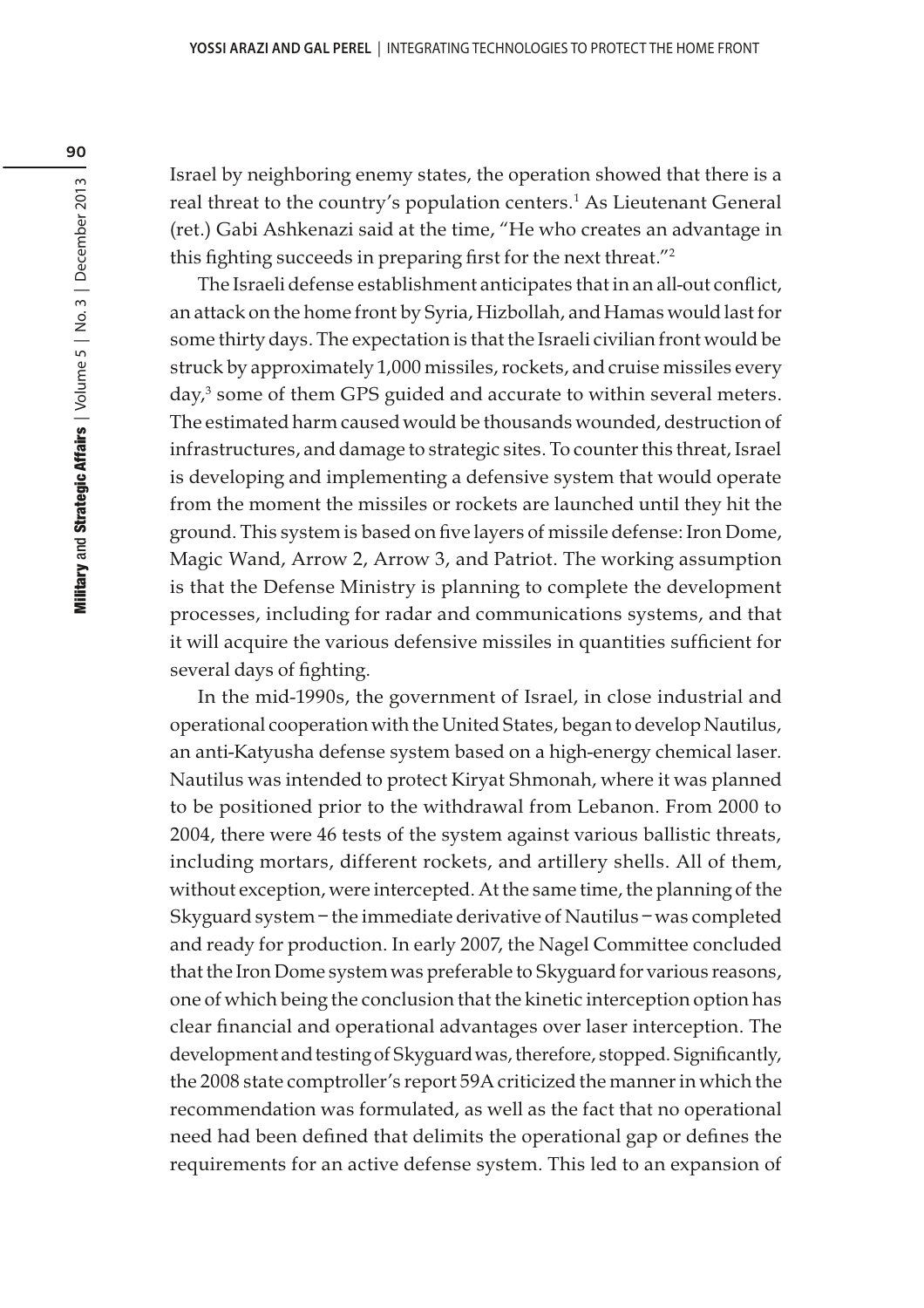Israel by neighboring enemy states, the operation showed that there is a real threat to the country's population centers.[1] As Lieutenant General (ret.) Gabi Ashkenazi said at the time, "He who creates an advantage in this fighting succeeds in preparing first for the next threat."[2]

The Israeli defense establishment anticipates that in an all-out conflict, an attack on the home front by Syria, Hizbollah, and Hamas would last for some thirty days. The expectation is that the Israeli civilian front would be struck by approximately 1,000 missiles, rockets, and cruise missiles every day,[3] some of them GPS guided and accurate to within several meters. The estimated harm caused would be thousands wounded, destruction of infrastructures, and damage to strategic sites. To counter this threat, Israel is developing and implementing a defensive system that would operate from the moment the missiles or rockets are launched until they hit the ground. This system is based on five layers of missile defense: Iron Dome, Magic Wand, Arrow 2, Arrow 3, and Patriot. The working assumption is that the Defense Ministry is planning to complete the development processes, including for radar and communications systems, and that it will acquire the various defensive missiles in quantities sufficient for several days of fighting.

In the mid-1990s, the government of Israel, in close industrial and operational cooperation with the United States, began to develop Nautilus, an anti-Katyusha defense system based on a high-energy chemical laser. Nautilus was intended to protect Kiryat Shmonah, where it was planned to be positioned prior to the withdrawal from Lebanon. From 2000 to 2004, there were 46 tests of the system against various ballistic threats, including mortars, different rockets, and artillery shells. All of them, without exception, were intercepted. At the same time, the planning of the Skyguard system – the immediate derivative of Nautilus – was completed and ready for production. In early 2007, the Nagel Committee concluded that the Iron Dome system was preferable to Skyguard for various reasons, one of which being the conclusion that the kinetic interception option has clear financial and operational advantages over laser interception. The development and testing of Skyguard was, therefore, stopped. Significantly, the 2008 state comptroller's report 59A criticized the manner in which the recommendation was formulated, as well as the fact that no operational need had been defined that delimits the operational gap or defines the requirements for an active defense system. This led to an expansion of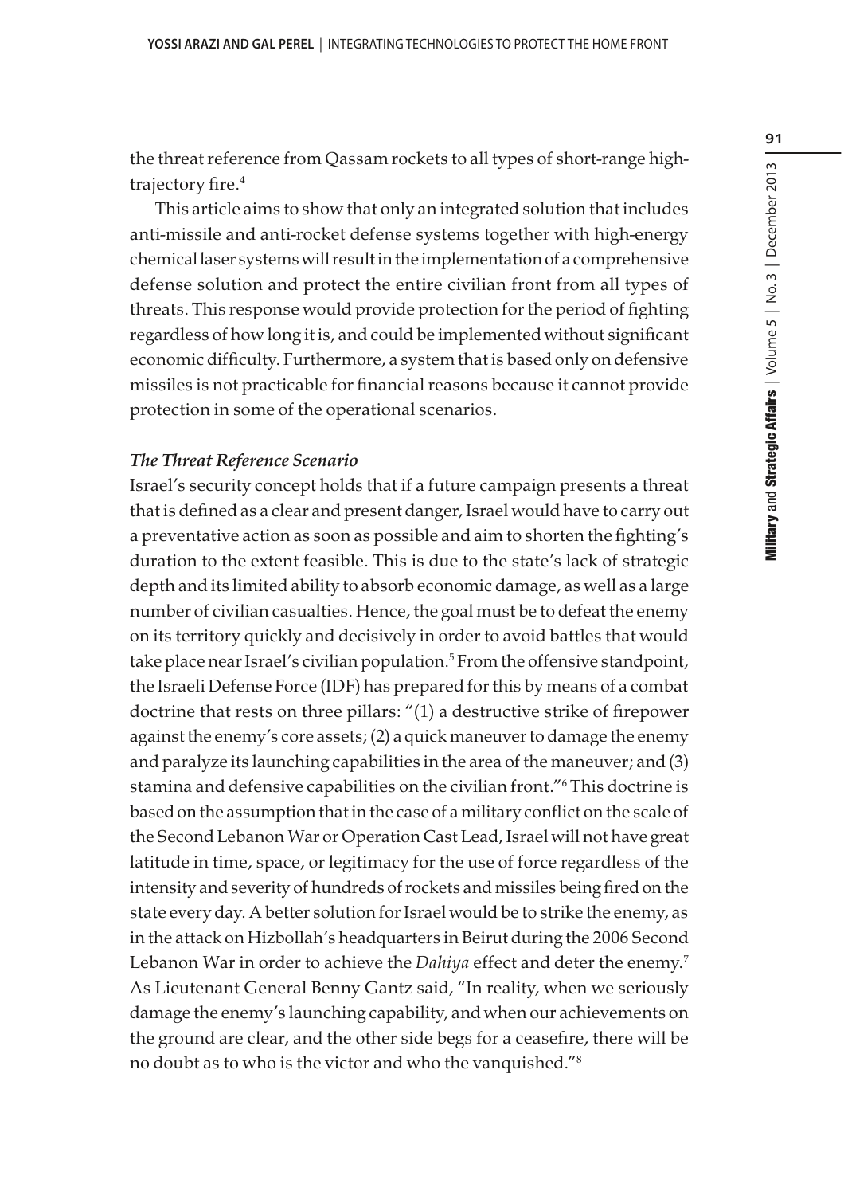the threat reference from Qassam rockets to all types of short-range high-trajectory fire.[4]

This article aims to show that only an integrated solution that includes anti-missile and anti-rocket defense systems together with high-energy chemical laser systems will result in the implementation of a comprehensive defense solution and protect the entire civilian front from all types of threats. This response would provide protection for the period of fighting regardless of how long it is, and could be implemented without significant economic difficulty. Furthermore, a system that is based only on defensive missiles is not practicable for financial reasons because it cannot provide protection in some of the operational scenarios.

### *The Threat Reference Scenario*

Israel's security concept holds that if a future campaign presents a threat that is defined as a clear and present danger, Israel would have to carry out a preventative action as soon as possible and aim to shorten the fighting's duration to the extent feasible. This is due to the state's lack of strategic depth and its limited ability to absorb economic damage, as well as a large number of civilian casualties. Hence, the goal must be to defeat the enemy on its territory quickly and decisively in order to avoid battles that would take place near Israel's civilian population.[5] From the offensive standpoint, the Israeli Defense Force (IDF) has prepared for this by means of a combat doctrine that rests on three pillars: "(1) a destructive strike of firepower against the enemy's core assets; (2) a quick maneuver to damage the enemy and paralyze its launching capabilities in the area of the maneuver; and (3) stamina and defensive capabilities on the civilian front."[6] This doctrine is based on the assumption that in the case of a military conflict on the scale of the Second Lebanon War or Operation Cast Lead, Israel will not have great latitude in time, space, or legitimacy for the use of force regardless of the intensity and severity of hundreds of rockets and missiles being fired on the state every day. A better solution for Israel would be to strike the enemy, as in the attack on Hizbollah's headquarters in Beirut during the 2006 Second Lebanon War in order to achieve the *Dahiya* effect and deter the enemy.[7] As Lieutenant General Benny Gantz said, "In reality, when we seriously damage the enemy's launching capability, and when our achievements on the ground are clear, and the other side begs for a ceasefire, there will be no doubt as to who is the victor and who the vanquished."[8]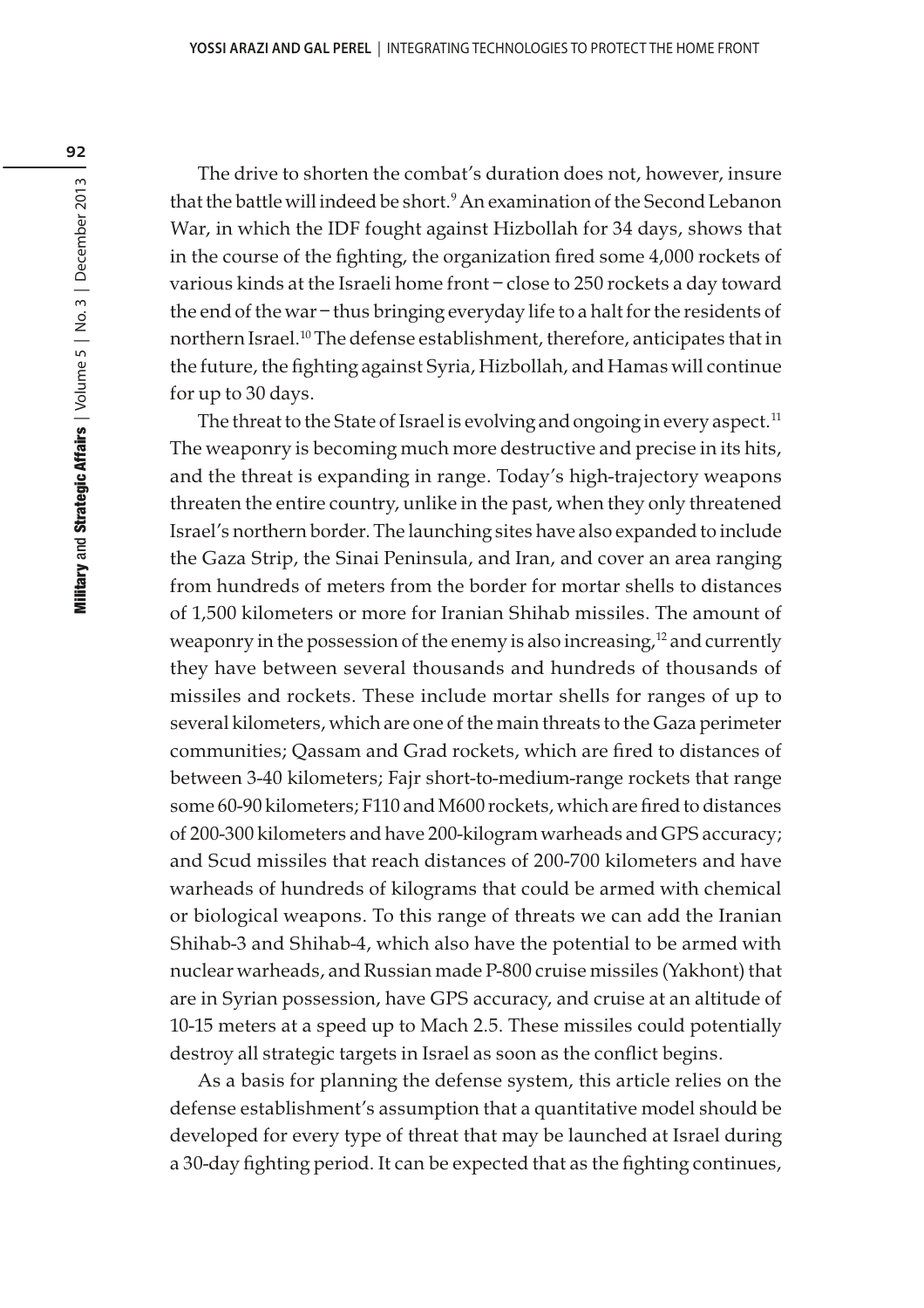The drive to shorten the combat's duration does not, however, insure that the battle will indeed be short.[9] An examination of the Second Lebanon War, in which the IDF fought against Hizbollah for 34 days, shows that in the course of the fighting, the organization fired some 4,000 rockets of various kinds at the Israeli home front – close to 250 rockets a day toward the end of the war – thus bringing everyday life to a halt for the residents of northern Israel.[10] The defense establishment, therefore, anticipates that in the future, the fighting against Syria, Hizbollah, and Hamas will continue for up to 30 days.

The threat to the State of Israel is evolving and ongoing in every aspect.[11] The weaponry is becoming much more destructive and precise in its hits, and the threat is expanding in range. Today's high-trajectory weapons threaten the entire country, unlike in the past, when they only threatened Israel's northern border. The launching sites have also expanded to include the Gaza Strip, the Sinai Peninsula, and Iran, and cover an area ranging from hundreds of meters from the border for mortar shells to distances of 1,500 kilometers or more for Iranian Shihab missiles. The amount of weaponry in the possession of the enemy is also increasing,[12] and currently they have between several thousands and hundreds of thousands of missiles and rockets. These include mortar shells for ranges of up to several kilometers, which are one of the main threats to the Gaza perimeter communities; Qassam and Grad rockets, which are fired to distances of between 3-40 kilometers; Fajr short-to-medium-range rockets that range some 60-90 kilometers; F110 and M600 rockets, which are fired to distances of 200-300 kilometers and have 200-kilogram warheads and GPS accuracy; and Scud missiles that reach distances of 200-700 kilometers and have warheads of hundreds of kilograms that could be armed with chemical or biological weapons. To this range of threats we can add the Iranian Shihab-3 and Shihab-4, which also have the potential to be armed with nuclear warheads, and Russian made P-800 cruise missiles (Yakhont) that are in Syrian possession, have GPS accuracy, and cruise at an altitude of 10-15 meters at a speed up to Mach 2.5. These missiles could potentially destroy all strategic targets in Israel as soon as the conflict begins.

As a basis for planning the defense system, this article relies on the defense establishment's assumption that a quantitative model should be developed for every type of threat that may be launched at Israel during a 30-day fighting period. It can be expected that as the fighting continues,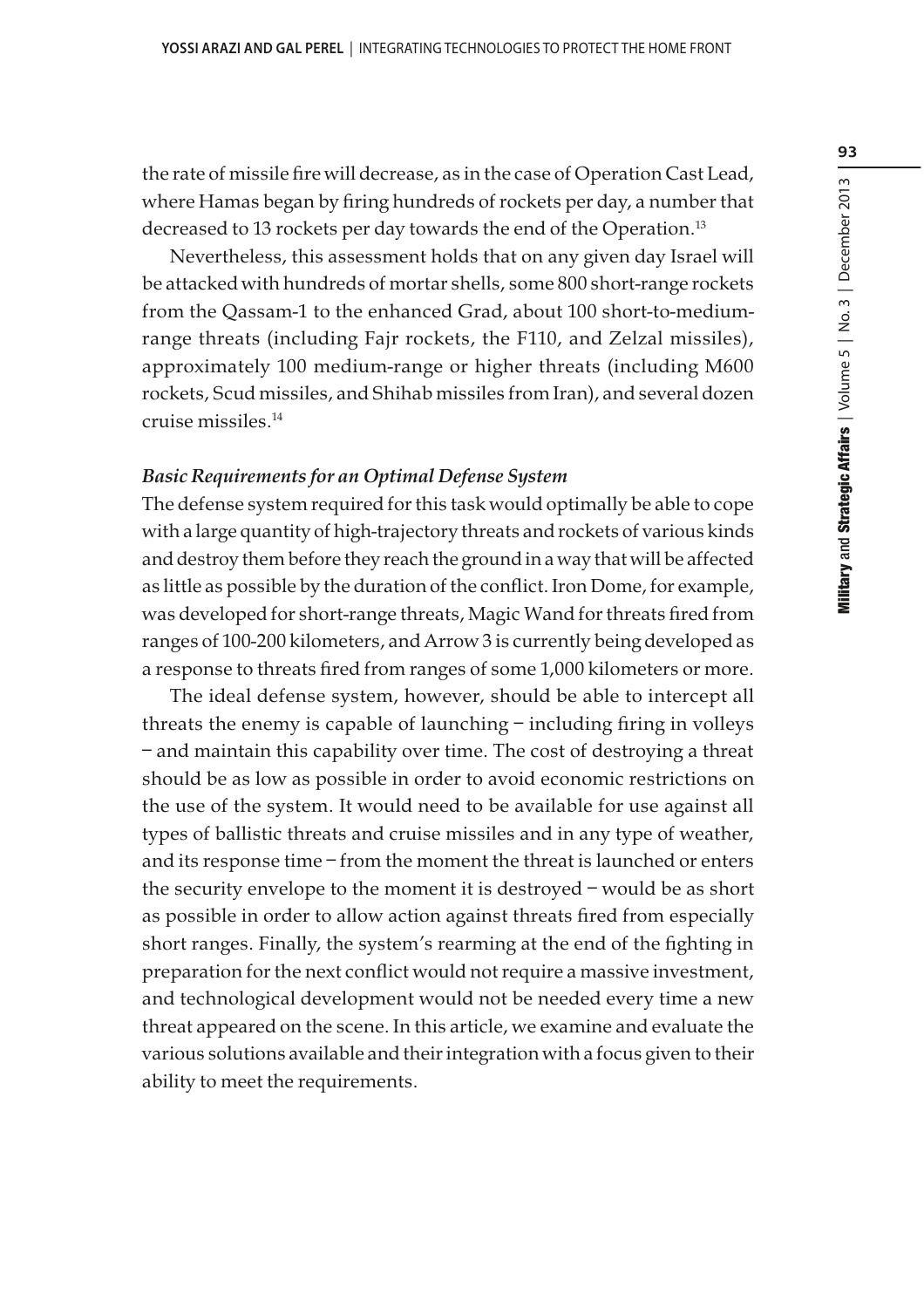the rate of missile fire will decrease, as in the case of Operation Cast Lead, where Hamas began by firing hundreds of rockets per day, a number that decreased to 13 rockets per day towards the end of the Operation.[13]

Nevertheless, this assessment holds that on any given day Israel will be attacked with hundreds of mortar shells, some 800 short-range rockets from the Qassam-1 to the enhanced Grad, about 100 short-to-medium-range threats (including Fajr rockets, the F110, and Zelzal missiles), approximately 100 medium-range or higher threats (including M600 rockets, Scud missiles, and Shihab missiles from Iran), and several dozen cruise missiles.[14]

### *Basic Requirements for an Optimal Defense System*

The defense system required for this task would optimally be able to cope with a large quantity of high-trajectory threats and rockets of various kinds and destroy them before they reach the ground in a way that will be affected as little as possible by the duration of the conflict. Iron Dome, for example, was developed for short-range threats, Magic Wand for threats fired from ranges of 100-200 kilometers, and Arrow 3 is currently being developed as a response to threats fired from ranges of some 1,000 kilometers or more.

The ideal defense system, however, should be able to intercept all threats the enemy is capable of launching – including firing in volleys – and maintain this capability over time. The cost of destroying a threat should be as low as possible in order to avoid economic restrictions on the use of the system. It would need to be available for use against all types of ballistic threats and cruise missiles and in any type of weather, and its response time – from the moment the threat is launched or enters the security envelope to the moment it is destroyed – would be as short as possible in order to allow action against threats fired from especially short ranges. Finally, the system's rearming at the end of the fighting in preparation for the next conflict would not require a massive investment, and technological development would not be needed every time a new threat appeared on the scene. In this article, we examine and evaluate the various solutions available and their integration with a focus given to their ability to meet the requirements.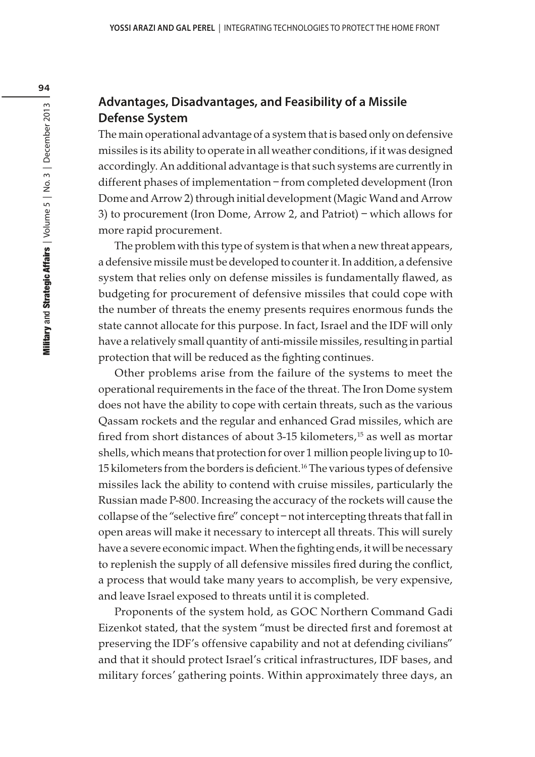## Advantages, Disadvantages, and Feasibility of a Missile Defense System

The main operational advantage of a system that is based only on defensive missiles is its ability to operate in all weather conditions, if it was designed accordingly. An additional advantage is that such systems are currently in different phases of implementation – from completed development (Iron Dome and Arrow 2) through initial development (Magic Wand and Arrow 3) to procurement (Iron Dome, Arrow 2, and Patriot) – which allows for more rapid procurement.

The problem with this type of system is that when a new threat appears, a defensive missile must be developed to counter it. In addition, a defensive system that relies only on defense missiles is fundamentally flawed, as budgeting for procurement of defensive missiles that could cope with the number of threats the enemy presents requires enormous funds the state cannot allocate for this purpose. In fact, Israel and the IDF will only have a relatively small quantity of anti-missile missiles, resulting in partial protection that will be reduced as the fighting continues.

Other problems arise from the failure of the systems to meet the operational requirements in the face of the threat. The Iron Dome system does not have the ability to cope with certain threats, such as the various Qassam rockets and the regular and enhanced Grad missiles, which are fired from short distances of about 3-15 kilometers,[15] as well as mortar shells, which means that protection for over 1 million people living up to 10-15 kilometers from the borders is deficient.[16] The various types of defensive missiles lack the ability to contend with cruise missiles, particularly the Russian made P-800. Increasing the accuracy of the rockets will cause the collapse of the "selective fire" concept – not intercepting threats that fall in open areas will make it necessary to intercept all threats. This will surely have a severe economic impact. When the fighting ends, it will be necessary to replenish the supply of all defensive missiles fired during the conflict, a process that would take many years to accomplish, be very expensive, and leave Israel exposed to threats until it is completed.

Proponents of the system hold, as GOC Northern Command Gadi Eizenkot stated, that the system "must be directed first and foremost at preserving the IDF's offensive capability and not at defending civilians" and that it should protect Israel's critical infrastructures, IDF bases, and military forces' gathering points. Within approximately three days, an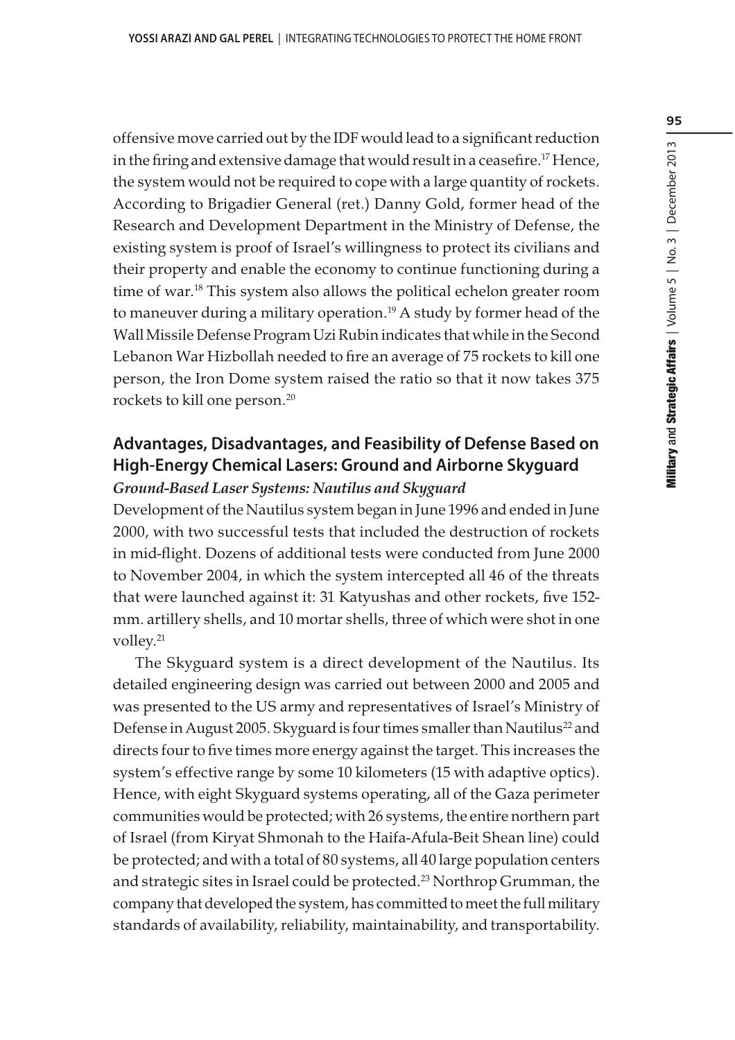offensive move carried out by the IDF would lead to a significant reduction in the firing and extensive damage that would result in a ceasefire.[17] Hence, the system would not be required to cope with a large quantity of rockets. According to Brigadier General (ret.) Danny Gold, former head of the Research and Development Department in the Ministry of Defense, the existing system is proof of Israel's willingness to protect its civilians and their property and enable the economy to continue functioning during a time of war.[18] This system also allows the political echelon greater room to maneuver during a military operation.[19] A study by former head of the Wall Missile Defense Program Uzi Rubin indicates that while in the Second Lebanon War Hizbollah needed to fire an average of 75 rockets to kill one person, the Iron Dome system raised the ratio so that it now takes 375 rockets to kill one person.[20]

## Advantages, Disadvantages, and Feasibility of Defense Based on High-Energy Chemical Lasers: Ground and Airborne Skyguard

### *Ground-Based Laser Systems: Nautilus and Skyguard*

Development of the Nautilus system began in June 1996 and ended in June 2000, with two successful tests that included the destruction of rockets in mid-flight. Dozens of additional tests were conducted from June 2000 to November 2004, in which the system intercepted all 46 of the threats that were launched against it: 31 Katyushas and other rockets, five 152-mm. artillery shells, and 10 mortar shells, three of which were shot in one volley.[21]

The Skyguard system is a direct development of the Nautilus. Its detailed engineering design was carried out between 2000 and 2005 and was presented to the US army and representatives of Israel's Ministry of Defense in August 2005. Skyguard is four times smaller than Nautilus[22] and directs four to five times more energy against the target. This increases the system's effective range by some 10 kilometers (15 with adaptive optics). Hence, with eight Skyguard systems operating, all of the Gaza perimeter communities would be protected; with 26 systems, the entire northern part of Israel (from Kiryat Shmonah to the Haifa-Afula-Beit Shean line) could be protected; and with a total of 80 systems, all 40 large population centers and strategic sites in Israel could be protected.[23] Northrop Grumman, the company that developed the system, has committed to meet the full military standards of availability, reliability, maintainability, and transportability.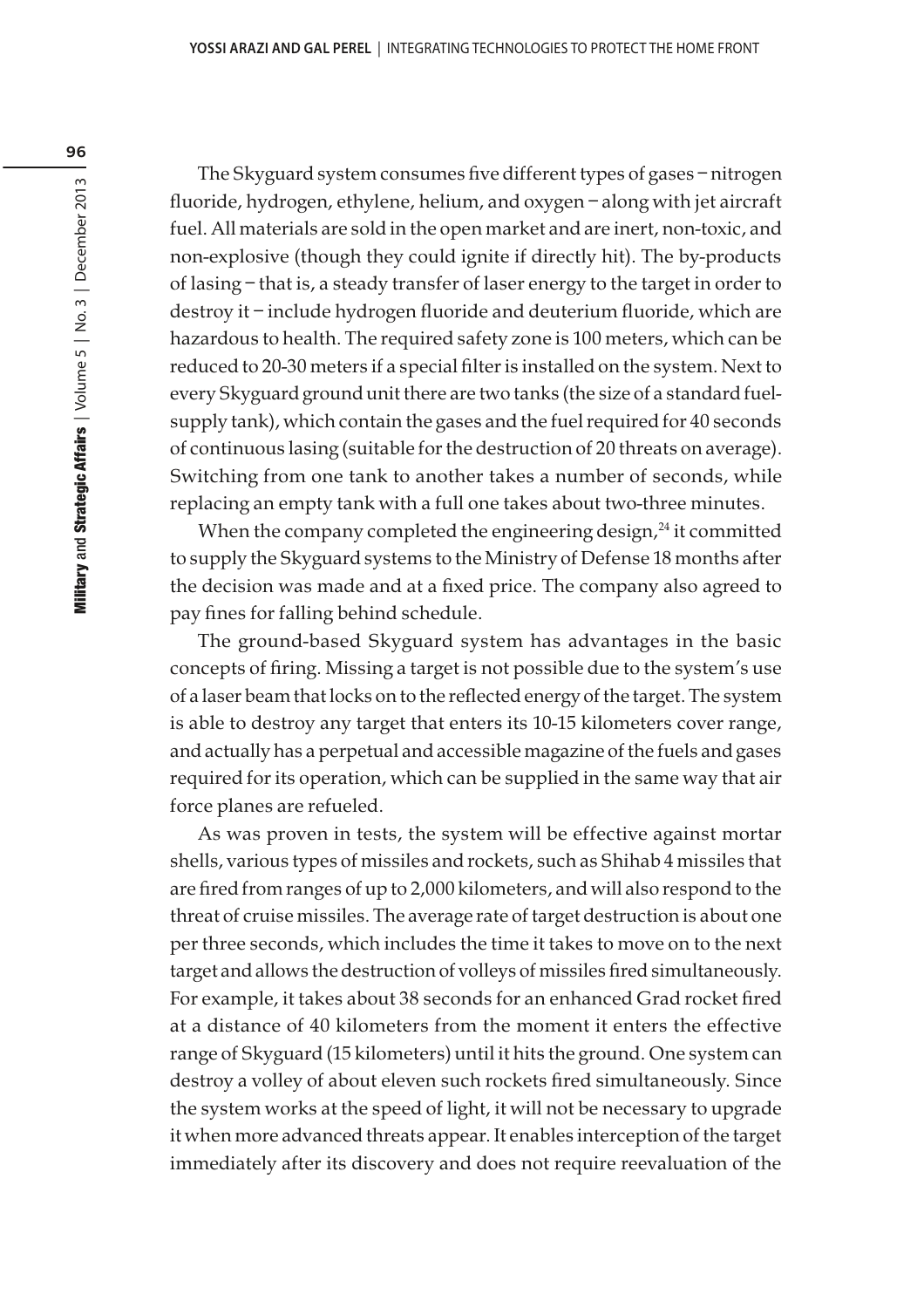The Skyguard system consumes five different types of gases – nitrogen fluoride, hydrogen, ethylene, helium, and oxygen – along with jet aircraft fuel. All materials are sold in the open market and are inert, non-toxic, and non-explosive (though they could ignite if directly hit). The by-products of lasing – that is, a steady transfer of laser energy to the target in order to destroy it – include hydrogen fluoride and deuterium fluoride, which are hazardous to health. The required safety zone is 100 meters, which can be reduced to 20-30 meters if a special filter is installed on the system. Next to every Skyguard ground unit there are two tanks (the size of a standard fuel-supply tank), which contain the gases and the fuel required for 40 seconds of continuous lasing (suitable for the destruction of 20 threats on average). Switching from one tank to another takes a number of seconds, while replacing an empty tank with a full one takes about two-three minutes.

When the company completed the engineering design,[24] it committed to supply the Skyguard systems to the Ministry of Defense 18 months after the decision was made and at a fixed price. The company also agreed to pay fines for falling behind schedule.

The ground-based Skyguard system has advantages in the basic concepts of firing. Missing a target is not possible due to the system's use of a laser beam that locks on to the reflected energy of the target. The system is able to destroy any target that enters its 10-15 kilometers cover range, and actually has a perpetual and accessible magazine of the fuels and gases required for its operation, which can be supplied in the same way that air force planes are refueled.

As was proven in tests, the system will be effective against mortar shells, various types of missiles and rockets, such as Shihab 4 missiles that are fired from ranges of up to 2,000 kilometers, and will also respond to the threat of cruise missiles. The average rate of target destruction is about one per three seconds, which includes the time it takes to move on to the next target and allows the destruction of volleys of missiles fired simultaneously. For example, it takes about 38 seconds for an enhanced Grad rocket fired at a distance of 40 kilometers from the moment it enters the effective range of Skyguard (15 kilometers) until it hits the ground. One system can destroy a volley of about eleven such rockets fired simultaneously. Since the system works at the speed of light, it will not be necessary to upgrade it when more advanced threats appear. It enables interception of the target immediately after its discovery and does not require reevaluation of the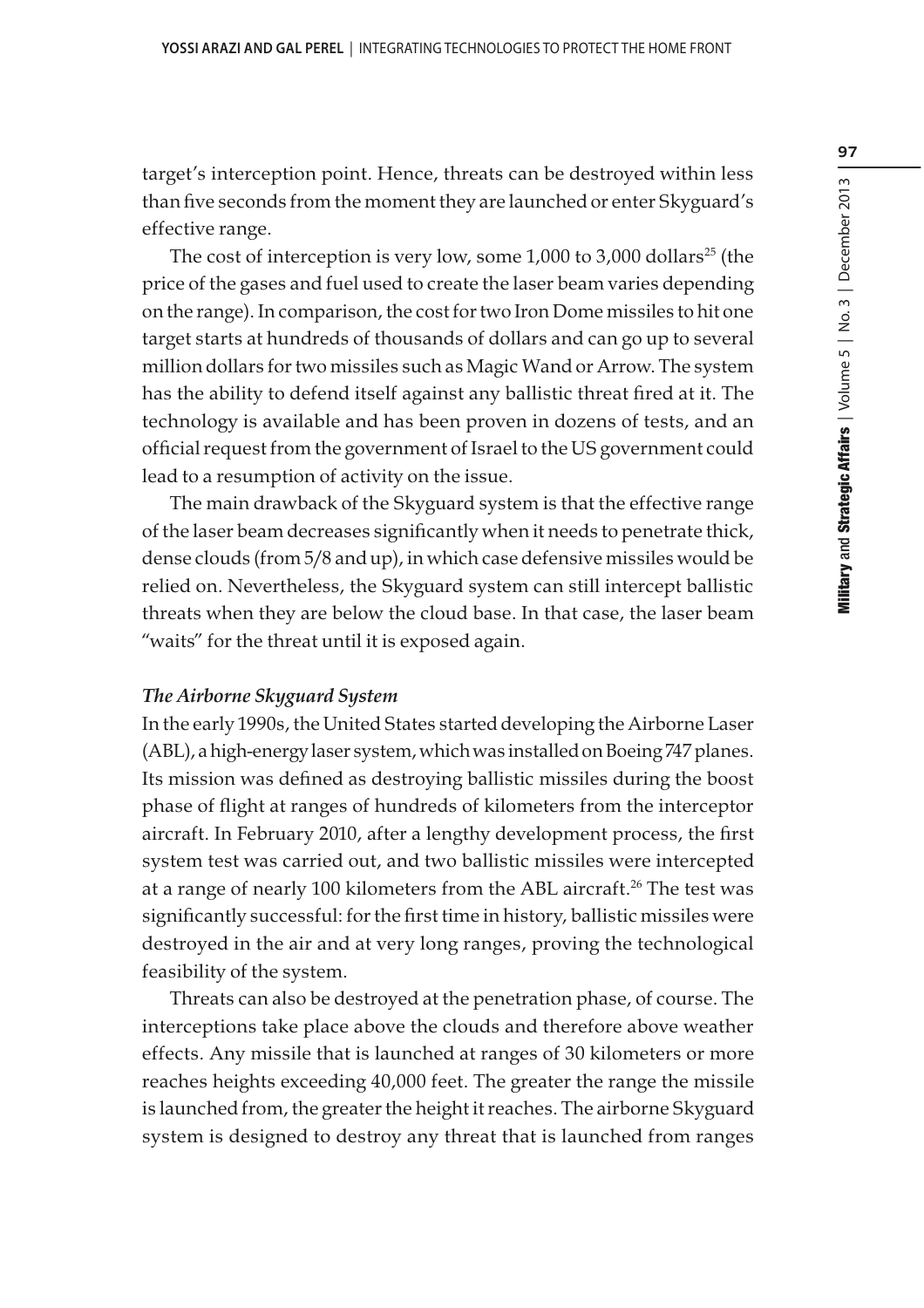target's interception point. Hence, threats can be destroyed within less than five seconds from the moment they are launched or enter Skyguard's effective range.

The cost of interception is very low, some 1,000 to 3,000 dollars[25] (the price of the gases and fuel used to create the laser beam varies depending on the range). In comparison, the cost for two Iron Dome missiles to hit one target starts at hundreds of thousands of dollars and can go up to several million dollars for two missiles such as Magic Wand or Arrow. The system has the ability to defend itself against any ballistic threat fired at it. The technology is available and has been proven in dozens of tests, and an official request from the government of Israel to the US government could lead to a resumption of activity on the issue.

The main drawback of the Skyguard system is that the effective range of the laser beam decreases significantly when it needs to penetrate thick, dense clouds (from 5/8 and up), in which case defensive missiles would be relied on. Nevertheless, the Skyguard system can still intercept ballistic threats when they are below the cloud base. In that case, the laser beam "waits" for the threat until it is exposed again.

***The Airborne Skyguard System***

In the early 1990s, the United States started developing the Airborne Laser (ABL), a high-energy laser system, which was installed on Boeing 747 planes. Its mission was defined as destroying ballistic missiles during the boost phase of flight at ranges of hundreds of kilometers from the interceptor aircraft. In February 2010, after a lengthy development process, the first system test was carried out, and two ballistic missiles were intercepted at a range of nearly 100 kilometers from the ABL aircraft.[26] The test was significantly successful: for the first time in history, ballistic missiles were destroyed in the air and at very long ranges, proving the technological feasibility of the system.

Threats can also be destroyed at the penetration phase, of course. The interceptions take place above the clouds and therefore above weather effects. Any missile that is launched at ranges of 30 kilometers or more reaches heights exceeding 40,000 feet. The greater the range the missile is launched from, the greater the height it reaches. The airborne Skyguard system is designed to destroy any threat that is launched from ranges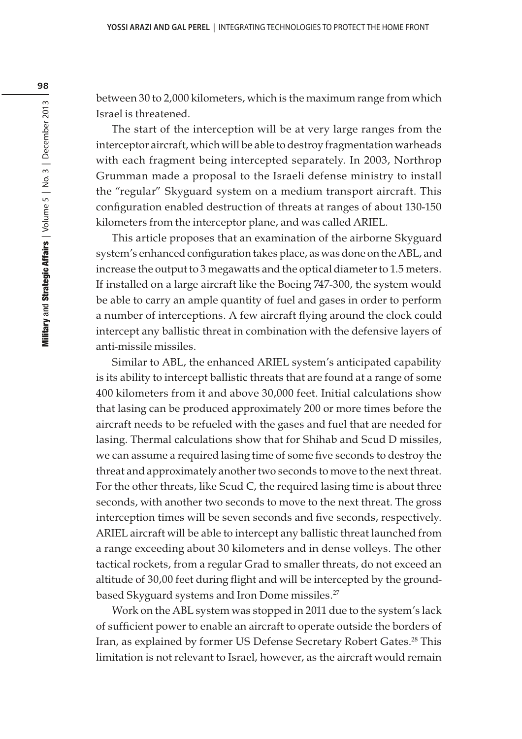between 30 to 2,000 kilometers, which is the maximum range from which Israel is threatened.

The start of the interception will be at very large ranges from the interceptor aircraft, which will be able to destroy fragmentation warheads with each fragment being intercepted separately. In 2003, Northrop Grumman made a proposal to the Israeli defense ministry to install the "regular" Skyguard system on a medium transport aircraft. This configuration enabled destruction of threats at ranges of about 130-150 kilometers from the interceptor plane, and was called ARIEL.

This article proposes that an examination of the airborne Skyguard system's enhanced configuration takes place, as was done on the ABL, and increase the output to 3 megawatts and the optical diameter to 1.5 meters. If installed on a large aircraft like the Boeing 747-300, the system would be able to carry an ample quantity of fuel and gases in order to perform a number of interceptions. A few aircraft flying around the clock could intercept any ballistic threat in combination with the defensive layers of anti-missile missiles.

Similar to ABL, the enhanced ARIEL system's anticipated capability is its ability to intercept ballistic threats that are found at a range of some 400 kilometers from it and above 30,000 feet. Initial calculations show that lasing can be produced approximately 200 or more times before the aircraft needs to be refueled with the gases and fuel that are needed for lasing. Thermal calculations show that for Shihab and Scud D missiles, we can assume a required lasing time of some five seconds to destroy the threat and approximately another two seconds to move to the next threat. For the other threats, like Scud C, the required lasing time is about three seconds, with another two seconds to move to the next threat. The gross interception times will be seven seconds and five seconds, respectively. ARIEL aircraft will be able to intercept any ballistic threat launched from a range exceeding about 30 kilometers and in dense volleys. The other tactical rockets, from a regular Grad to smaller threats, do not exceed an altitude of 30,00 feet during flight and will be intercepted by the ground-based Skyguard systems and Iron Dome missiles.[27]

Work on the ABL system was stopped in 2011 due to the system's lack of sufficient power to enable an aircraft to operate outside the borders of Iran, as explained by former US Defense Secretary Robert Gates.[28] This limitation is not relevant to Israel, however, as the aircraft would remain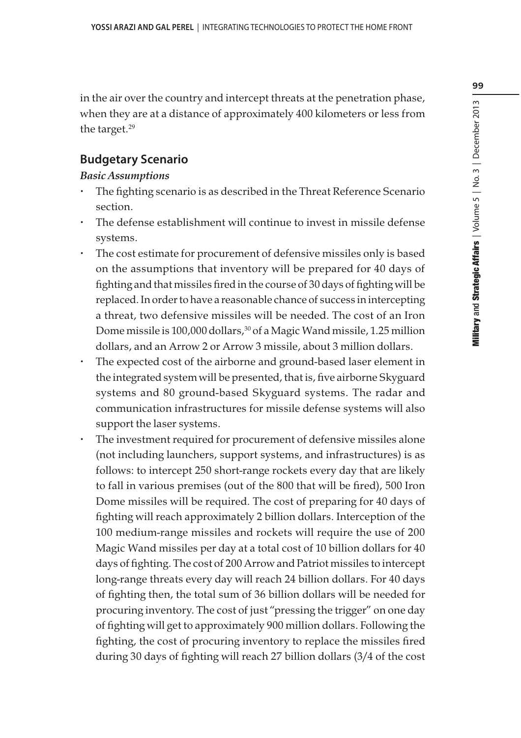in the air over the country and intercept threats at the penetration phase, when they are at a distance of approximately 400 kilometers or less from the target.[29]

## Budgetary Scenario

***Basic Assumptions***

- The fighting scenario is as described in the Threat Reference Scenario section.
- The defense establishment will continue to invest in missile defense systems.
- The cost estimate for procurement of defensive missiles only is based on the assumptions that inventory will be prepared for 40 days of fighting and that missiles fired in the course of 30 days of fighting will be replaced. In order to have a reasonable chance of success in intercepting a threat, two defensive missiles will be needed. The cost of an Iron Dome missile is 100,000 dollars,[30] of a Magic Wand missile, 1.25 million dollars, and an Arrow 2 or Arrow 3 missile, about 3 million dollars.
- The expected cost of the airborne and ground-based laser element in the integrated system will be presented, that is, five airborne Skyguard systems and 80 ground-based Skyguard systems. The radar and communication infrastructures for missile defense systems will also support the laser systems.
- The investment required for procurement of defensive missiles alone (not including launchers, support systems, and infrastructures) is as follows: to intercept 250 short-range rockets every day that are likely to fall in various premises (out of the 800 that will be fired), 500 Iron Dome missiles will be required. The cost of preparing for 40 days of fighting will reach approximately 2 billion dollars. Interception of the 100 medium-range missiles and rockets will require the use of 200 Magic Wand missiles per day at a total cost of 10 billion dollars for 40 days of fighting. The cost of 200 Arrow and Patriot missiles to intercept long-range threats every day will reach 24 billion dollars. For 40 days of fighting then, the total sum of 36 billion dollars will be needed for procuring inventory. The cost of just "pressing the trigger" on one day of fighting will get to approximately 900 million dollars. Following the fighting, the cost of procuring inventory to replace the missiles fired during 30 days of fighting will reach 27 billion dollars (3/4 of the cost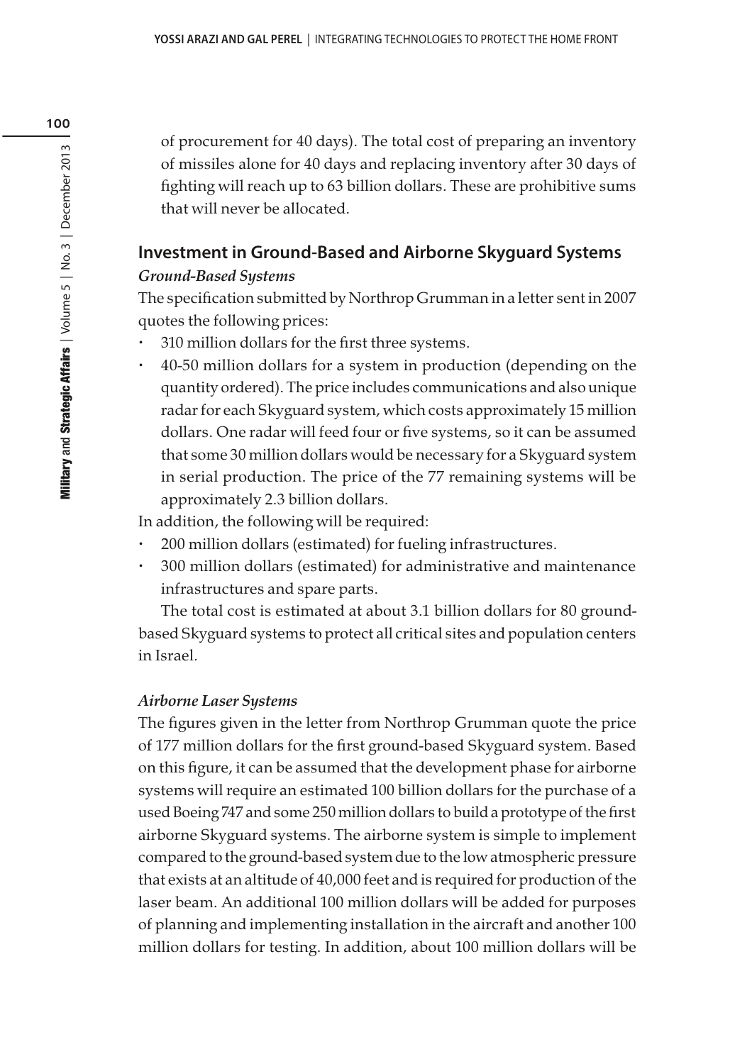of procurement for 40 days). The total cost of preparing an inventory of missiles alone for 40 days and replacing inventory after 30 days of fighting will reach up to 63 billion dollars. These are prohibitive sums that will never be allocated.

## Investment in Ground-Based and Airborne Skyguard Systems

### *Ground-Based Systems*

The specification submitted by Northrop Grumman in a letter sent in 2007 quotes the following prices:

- 310 million dollars for the first three systems.
- 40-50 million dollars for a system in production (depending on the quantity ordered). The price includes communications and also unique radar for each Skyguard system, which costs approximately 15 million dollars. One radar will feed four or five systems, so it can be assumed that some 30 million dollars would be necessary for a Skyguard system in serial production. The price of the 77 remaining systems will be approximately 2.3 billion dollars.

In addition, the following will be required:

- 200 million dollars (estimated) for fueling infrastructures.
- 300 million dollars (estimated) for administrative and maintenance infrastructures and spare parts.

The total cost is estimated at about 3.1 billion dollars for 80 ground-based Skyguard systems to protect all critical sites and population centers in Israel.

### *Airborne Laser Systems*

The figures given in the letter from Northrop Grumman quote the price of 177 million dollars for the first ground-based Skyguard system. Based on this figure, it can be assumed that the development phase for airborne systems will require an estimated 100 billion dollars for the purchase of a used Boeing 747 and some 250 million dollars to build a prototype of the first airborne Skyguard systems. The airborne system is simple to implement compared to the ground-based system due to the low atmospheric pressure that exists at an altitude of 40,000 feet and is required for production of the laser beam. An additional 100 million dollars will be added for purposes of planning and implementing installation in the aircraft and another 100 million dollars for testing. In addition, about 100 million dollars will be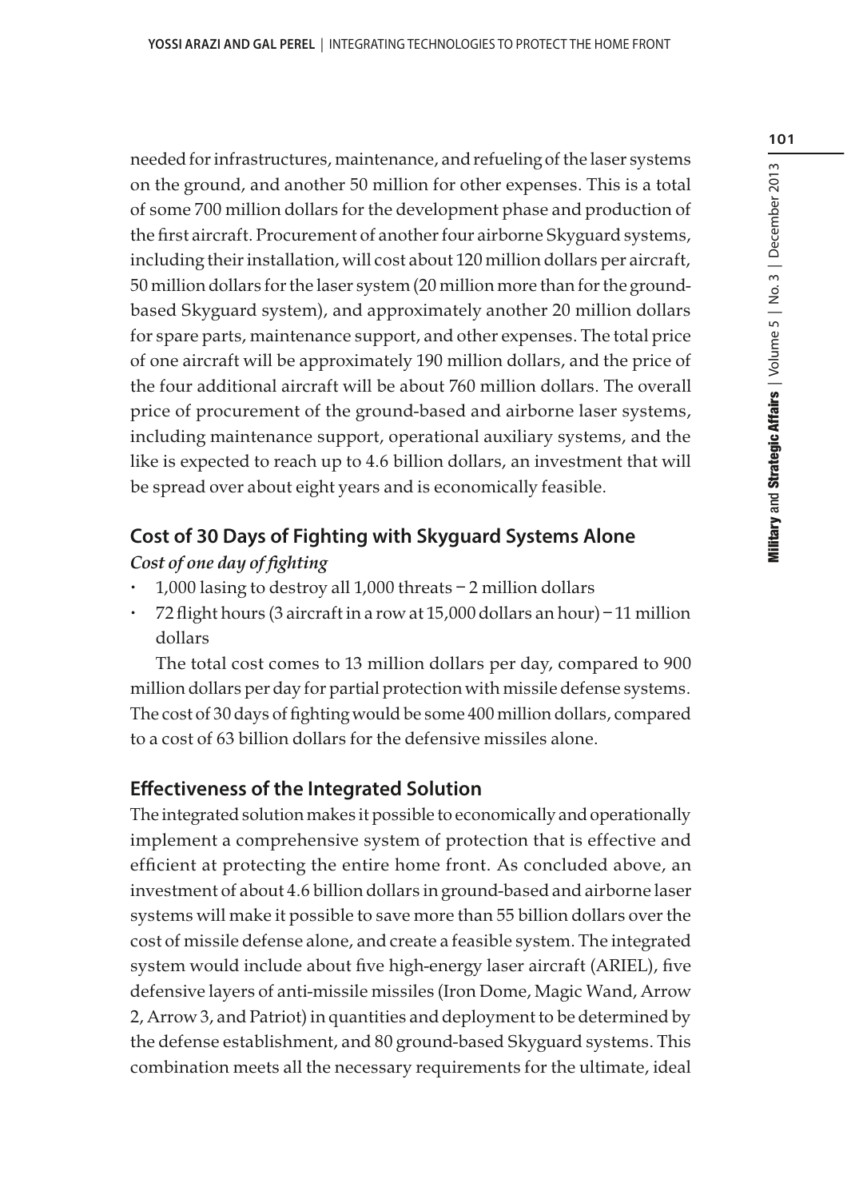needed for infrastructures, maintenance, and refueling of the laser systems on the ground, and another 50 million for other expenses. This is a total of some 700 million dollars for the development phase and production of the first aircraft. Procurement of another four airborne Skyguard systems, including their installation, will cost about 120 million dollars per aircraft, 50 million dollars for the laser system (20 million more than for the ground-based Skyguard system), and approximately another 20 million dollars for spare parts, maintenance support, and other expenses. The total price of one aircraft will be approximately 190 million dollars, and the price of the four additional aircraft will be about 760 million dollars. The overall price of procurement of the ground-based and airborne laser systems, including maintenance support, operational auxiliary systems, and the like is expected to reach up to 4.6 billion dollars, an investment that will be spread over about eight years and is economically feasible.

## Cost of 30 Days of Fighting with Skyguard Systems Alone

***Cost of one day of fighting***

- 1,000 lasing to destroy all 1,000 threats – 2 million dollars
- 72 flight hours (3 aircraft in a row at 15,000 dollars an hour) – 11 million dollars

The total cost comes to 13 million dollars per day, compared to 900 million dollars per day for partial protection with missile defense systems. The cost of 30 days of fighting would be some 400 million dollars, compared to a cost of 63 billion dollars for the defensive missiles alone.

## Effectiveness of the Integrated Solution

The integrated solution makes it possible to economically and operationally implement a comprehensive system of protection that is effective and efficient at protecting the entire home front. As concluded above, an investment of about 4.6 billion dollars in ground-based and airborne laser systems will make it possible to save more than 55 billion dollars over the cost of missile defense alone, and create a feasible system. The integrated system would include about five high-energy laser aircraft (ARIEL), five defensive layers of anti-missile missiles (Iron Dome, Magic Wand, Arrow 2, Arrow 3, and Patriot) in quantities and deployment to be determined by the defense establishment, and 80 ground-based Skyguard systems. This combination meets all the necessary requirements for the ultimate, ideal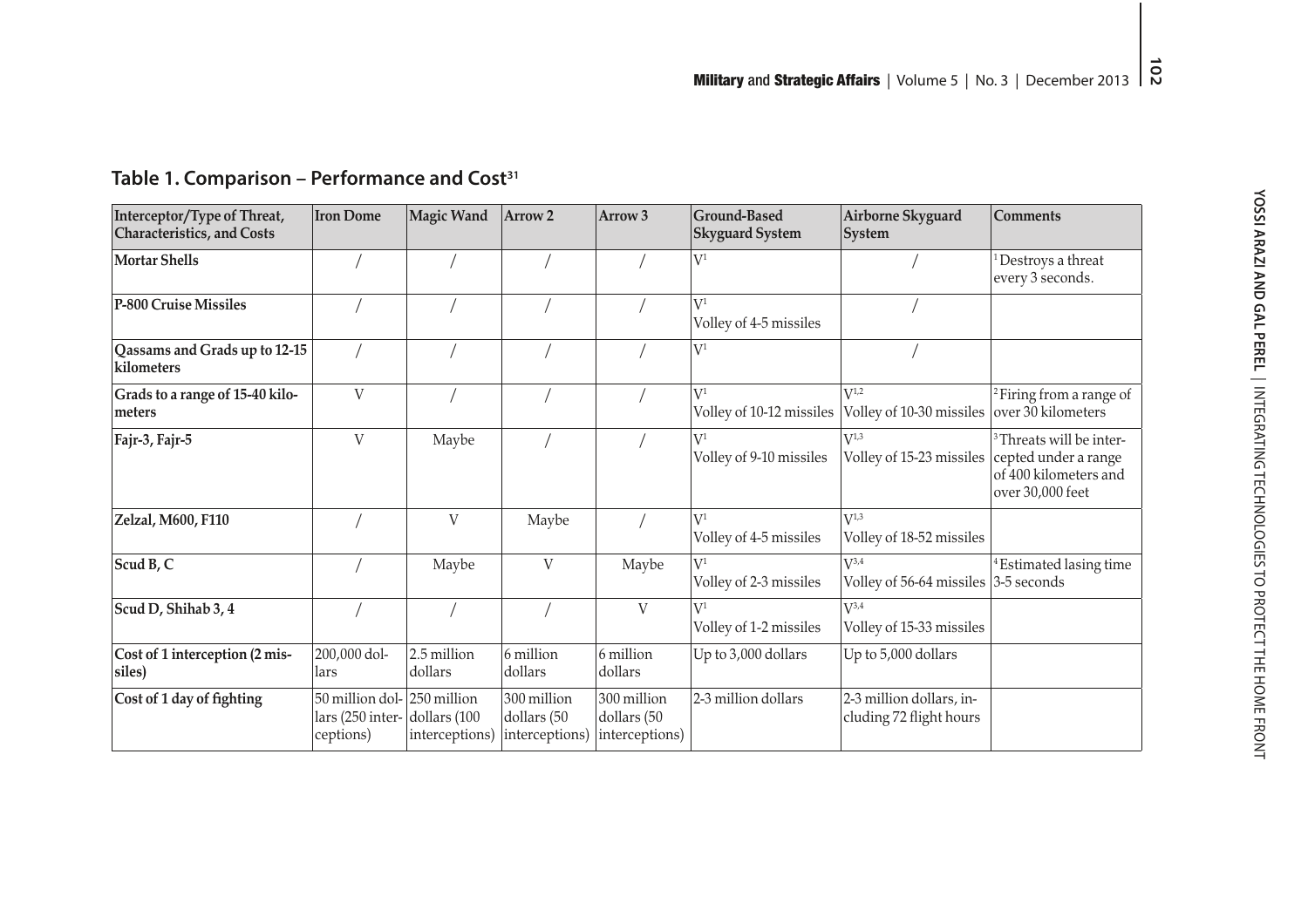## Table 1. Comparison – Performance and Cost[31]

| Interceptor/Type of Threat, Characteristics, and Costs | Iron Dome | Magic Wand | Arrow 2 | Arrow 3 | Ground-Based Skyguard System | Airborne Skyguard System | Comments |
|---|---|---|---|---|---|---|---|
| **Mortar Shells** | / | / | / | / | V[1] | / | [1] Destroys a threat every 3 seconds. |
| **P-800 Cruise Missiles** | / | / | / | / | V[1] Volley of 4-5 missiles | / | |
| **Qassams and Grads up to 12-15 kilometers** | / | / | / | / | V[1] | / | |
| **Grads to a range of 15-40 kilometers** | V | / | / | / | V[1] Volley of 10-12 missiles | V[1,2] Volley of 10-30 missiles | [2] Firing from a range of over 30 kilometers |
| **Fajr-3, Fajr-5** | V | Maybe | / | / | V[1] Volley of 9-10 missiles | V[1,3] Volley of 15-23 missiles | [3] Threats will be intercepted under a range of 400 kilometers and over 30,000 feet |
| **Zelzal, M600, F110** | / | V | Maybe | / | V[1] Volley of 4-5 missiles | V[1,3] Volley of 18-52 missiles | |
| **Scud B, C** | / | Maybe | V | Maybe | V[1] Volley of 2-3 missiles | V[3,4] Volley of 56-64 missiles | [4] Estimated lasing time 3-5 seconds |
| **Scud D, Shihab 3, 4** | / | / | / | V | V[1] Volley of 1-2 missiles | V[3,4] Volley of 15-33 missiles | |
| **Cost of 1 interception (2 missiles)** | 200,000 dollars | 2.5 million dollars | 6 million dollars | 6 million dollars | Up to 3,000 dollars | Up to 5,000 dollars | |
| **Cost of 1 day of fighting** | 50 million dollars (250 interceptions) | 250 million dollars (100 interceptions) | 300 million dollars (50 interceptions) | 300 million dollars (50 interceptions) | 2-3 million dollars | 2-3 million dollars, including 72 flight hours | |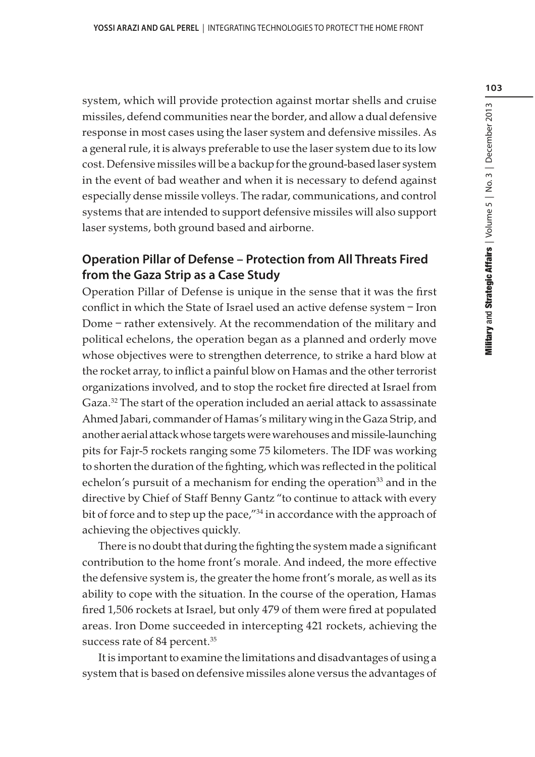system, which will provide protection against mortar shells and cruise missiles, defend communities near the border, and allow a dual defensive response in most cases using the laser system and defensive missiles. As a general rule, it is always preferable to use the laser system due to its low cost. Defensive missiles will be a backup for the ground-based laser system in the event of bad weather and when it is necessary to defend against especially dense missile volleys. The radar, communications, and control systems that are intended to support defensive missiles will also support laser systems, both ground based and airborne.

## Operation Pillar of Defense – Protection from All Threats Fired from the Gaza Strip as a Case Study

Operation Pillar of Defense is unique in the sense that it was the first conflict in which the State of Israel used an active defense system – Iron Dome – rather extensively. At the recommendation of the military and political echelons, the operation began as a planned and orderly move whose objectives were to strengthen deterrence, to strike a hard blow at the rocket array, to inflict a painful blow on Hamas and the other terrorist organizations involved, and to stop the rocket fire directed at Israel from Gaza.[32] The start of the operation included an aerial attack to assassinate Ahmed Jabari, commander of Hamas's military wing in the Gaza Strip, and another aerial attack whose targets were warehouses and missile-launching pits for Fajr-5 rockets ranging some 75 kilometers. The IDF was working to shorten the duration of the fighting, which was reflected in the political echelon's pursuit of a mechanism for ending the operation[33] and in the directive by Chief of Staff Benny Gantz "to continue to attack with every bit of force and to step up the pace,"[34] in accordance with the approach of achieving the objectives quickly.

There is no doubt that during the fighting the system made a significant contribution to the home front's morale. And indeed, the more effective the defensive system is, the greater the home front's morale, as well as its ability to cope with the situation. In the course of the operation, Hamas fired 1,506 rockets at Israel, but only 479 of them were fired at populated areas. Iron Dome succeeded in intercepting 421 rockets, achieving the success rate of 84 percent.[35]

It is important to examine the limitations and disadvantages of using a system that is based on defensive missiles alone versus the advantages of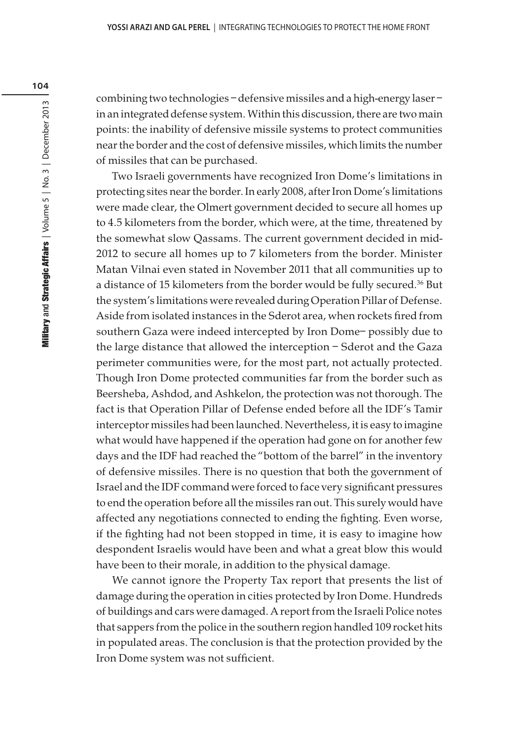combining two technologies – defensive missiles and a high-energy laser – in an integrated defense system. Within this discussion, there are two main points: the inability of defensive missile systems to protect communities near the border and the cost of defensive missiles, which limits the number of missiles that can be purchased.

Two Israeli governments have recognized Iron Dome's limitations in protecting sites near the border. In early 2008, after Iron Dome's limitations were made clear, the Olmert government decided to secure all homes up to 4.5 kilometers from the border, which were, at the time, threatened by the somewhat slow Qassams. The current government decided in mid-2012 to secure all homes up to 7 kilometers from the border. Minister Matan Vilnai even stated in November 2011 that all communities up to a distance of 15 kilometers from the border would be fully secured.[36] But the system's limitations were revealed during Operation Pillar of Defense. Aside from isolated instances in the Sderot area, when rockets fired from southern Gaza were indeed intercepted by Iron Dome– possibly due to the large distance that allowed the interception – Sderot and the Gaza perimeter communities were, for the most part, not actually protected. Though Iron Dome protected communities far from the border such as Beersheba, Ashdod, and Ashkelon, the protection was not thorough. The fact is that Operation Pillar of Defense ended before all the IDF's Tamir interceptor missiles had been launched. Nevertheless, it is easy to imagine what would have happened if the operation had gone on for another few days and the IDF had reached the "bottom of the barrel" in the inventory of defensive missiles. There is no question that both the government of Israel and the IDF command were forced to face very significant pressures to end the operation before all the missiles ran out. This surely would have affected any negotiations connected to ending the fighting. Even worse, if the fighting had not been stopped in time, it is easy to imagine how despondent Israelis would have been and what a great blow this would have been to their morale, in addition to the physical damage.

We cannot ignore the Property Tax report that presents the list of damage during the operation in cities protected by Iron Dome. Hundreds of buildings and cars were damaged. A report from the Israeli Police notes that sappers from the police in the southern region handled 109 rocket hits in populated areas. The conclusion is that the protection provided by the Iron Dome system was not sufficient.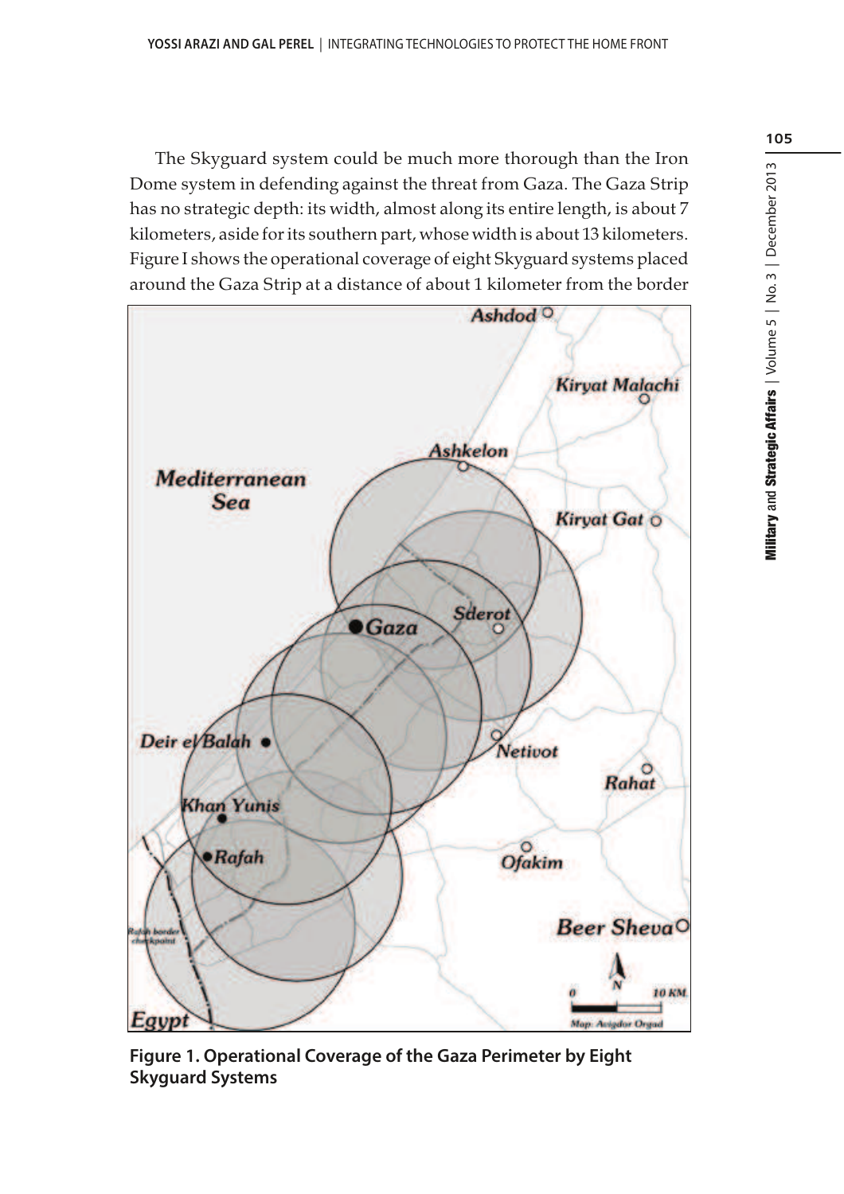The Skyguard system could be much more thorough than the Iron Dome system in defending against the threat from Gaza. The Gaza Strip has no strategic depth: its width, almost along its entire length, is about 7 kilometers, aside for its southern part, whose width is about 13 kilometers. Figure I shows the operational coverage of eight Skyguard systems placed around the Gaza Strip at a distance of about 1 kilometer from the border

**Figure 1. Operational Coverage of the Gaza Perimeter by Eight Skyguard Systems**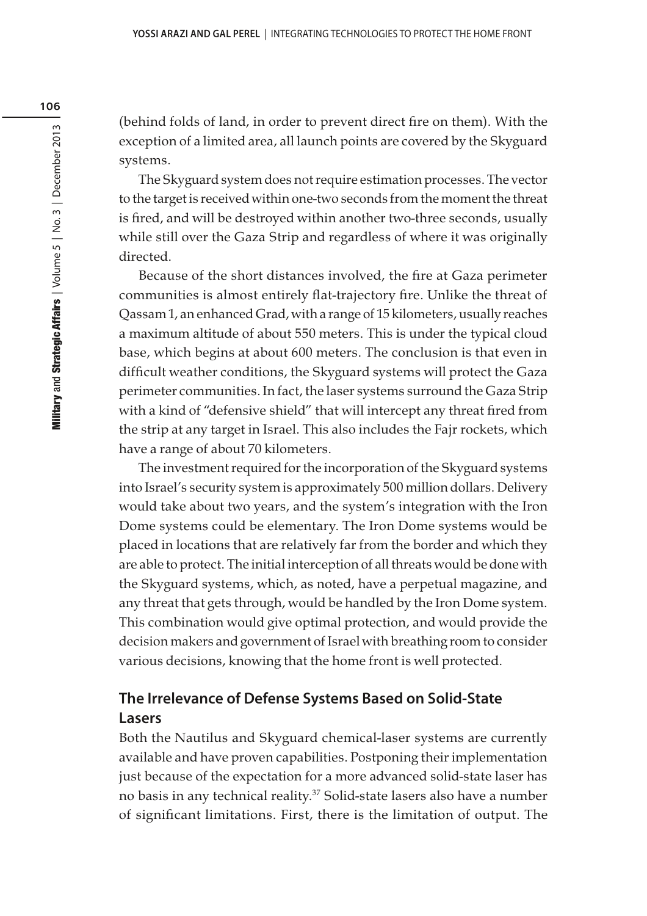(behind folds of land, in order to prevent direct fire on them). With the exception of a limited area, all launch points are covered by the Skyguard systems.

The Skyguard system does not require estimation processes. The vector to the target is received within one-two seconds from the moment the threat is fired, and will be destroyed within another two-three seconds, usually while still over the Gaza Strip and regardless of where it was originally directed.

Because of the short distances involved, the fire at Gaza perimeter communities is almost entirely flat-trajectory fire. Unlike the threat of Qassam 1, an enhanced Grad, with a range of 15 kilometers, usually reaches a maximum altitude of about 550 meters. This is under the typical cloud base, which begins at about 600 meters. The conclusion is that even in difficult weather conditions, the Skyguard systems will protect the Gaza perimeter communities. In fact, the laser systems surround the Gaza Strip with a kind of "defensive shield" that will intercept any threat fired from the strip at any target in Israel. This also includes the Fajr rockets, which have a range of about 70 kilometers.

The investment required for the incorporation of the Skyguard systems into Israel's security system is approximately 500 million dollars. Delivery would take about two years, and the system's integration with the Iron Dome systems could be elementary. The Iron Dome systems would be placed in locations that are relatively far from the border and which they are able to protect. The initial interception of all threats would be done with the Skyguard systems, which, as noted, have a perpetual magazine, and any threat that gets through, would be handled by the Iron Dome system. This combination would give optimal protection, and would provide the decision makers and government of Israel with breathing room to consider various decisions, knowing that the home front is well protected.

## The Irrelevance of Defense Systems Based on Solid-State Lasers

Both the Nautilus and Skyguard chemical-laser systems are currently available and have proven capabilities. Postponing their implementation just because of the expectation for a more advanced solid-state laser has no basis in any technical reality.[37] Solid-state lasers also have a number of significant limitations. First, there is the limitation of output. The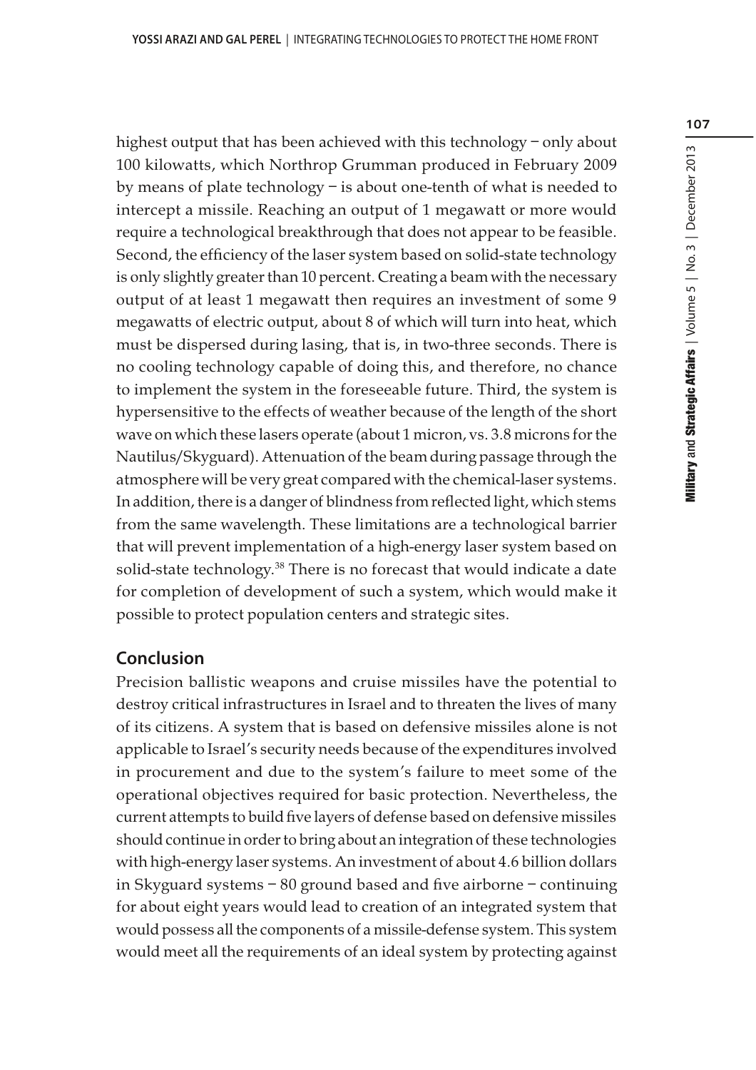highest output that has been achieved with this technology – only about 100 kilowatts, which Northrop Grumman produced in February 2009 by means of plate technology – is about one-tenth of what is needed to intercept a missile. Reaching an output of 1 megawatt or more would require a technological breakthrough that does not appear to be feasible. Second, the efficiency of the laser system based on solid-state technology is only slightly greater than 10 percent. Creating a beam with the necessary output of at least 1 megawatt then requires an investment of some 9 megawatts of electric output, about 8 of which will turn into heat, which must be dispersed during lasing, that is, in two-three seconds. There is no cooling technology capable of doing this, and therefore, no chance to implement the system in the foreseeable future. Third, the system is hypersensitive to the effects of weather because of the length of the short wave on which these lasers operate (about 1 micron, vs. 3.8 microns for the Nautilus/Skyguard). Attenuation of the beam during passage through the atmosphere will be very great compared with the chemical-laser systems. In addition, there is a danger of blindness from reflected light, which stems from the same wavelength. These limitations are a technological barrier that will prevent implementation of a high-energy laser system based on solid-state technology.[38] There is no forecast that would indicate a date for completion of development of such a system, which would make it possible to protect population centers and strategic sites.

## Conclusion

Precision ballistic weapons and cruise missiles have the potential to destroy critical infrastructures in Israel and to threaten the lives of many of its citizens. A system that is based on defensive missiles alone is not applicable to Israel's security needs because of the expenditures involved in procurement and due to the system's failure to meet some of the operational objectives required for basic protection. Nevertheless, the current attempts to build five layers of defense based on defensive missiles should continue in order to bring about an integration of these technologies with high-energy laser systems. An investment of about 4.6 billion dollars in Skyguard systems – 80 ground based and five airborne – continuing for about eight years would lead to creation of an integrated system that would possess all the components of a missile-defense system. This system would meet all the requirements of an ideal system by protecting against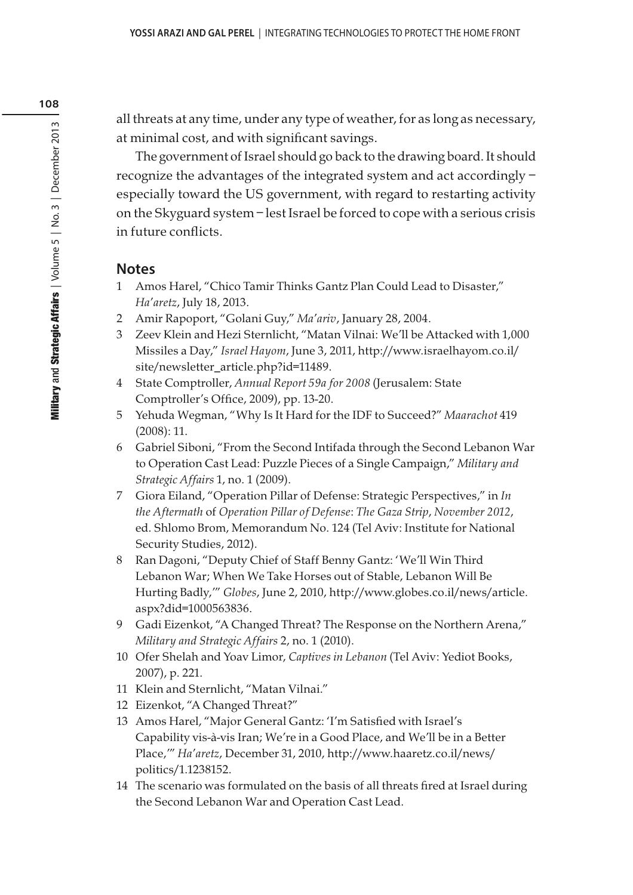all threats at any time, under any type of weather, for as long as necessary, at minimal cost, and with significant savings.

The government of Israel should go back to the drawing board. It should recognize the advantages of the integrated system and act accordingly – especially toward the US government, with regard to restarting activity on the Skyguard system – lest Israel be forced to cope with a serious crisis in future conflicts.

## Notes

1. Amos Harel, "Chico Tamir Thinks Gantz Plan Could Lead to Disaster," *Ha'aretz*, July 18, 2013.
2. Amir Rapoport, "Golani Guy," *Ma'ariv*, January 28, 2004.
3. Zeev Klein and Hezi Sternlicht, "Matan Vilnai: We'll be Attacked with 1,000 Missiles a Day," *Israel Hayom*, June 3, 2011, http://www.israelhayom.co.il/site/newsletter_article.php?id=11489.
4. State Comptroller, *Annual Report 59a for 2008* (Jerusalem: State Comptroller's Office, 2009), pp. 13-20.
5. Yehuda Wegman, "Why Is It Hard for the IDF to Succeed?" *Maarachot* 419 (2008): 11.
6. Gabriel Siboni, "From the Second Intifada through the Second Lebanon War to Operation Cast Lead: Puzzle Pieces of a Single Campaign," *Military and Strategic Affairs* 1, no. 1 (2009).
7. Giora Eiland, "Operation Pillar of Defense: Strategic Perspectives," in *In the Aftermath* of *Operation Pillar of Defense*: *The Gaza Strip*, *November 2012*, ed. Shlomo Brom, Memorandum No. 124 (Tel Aviv: Institute for National Security Studies, 2012).
8. Ran Dagoni, "Deputy Chief of Staff Benny Gantz: 'We'll Win Third Lebanon War; When We Take Horses out of Stable, Lebanon Will Be Hurting Badly,'" *Globes*, June 2, 2010, http://www.globes.co.il/news/article.aspx?did=1000563836.
9. Gadi Eizenkot, "A Changed Threat? The Response on the Northern Arena," *Military and Strategic Affairs* 2, no. 1 (2010).
10. Ofer Shelah and Yoav Limor, *Captives in Lebanon* (Tel Aviv: Yediot Books, 2007), p. 221.
11. Klein and Sternlicht, "Matan Vilnai."
12. Eizenkot, "A Changed Threat?"
13. Amos Harel, "Major General Gantz: 'I'm Satisfied with Israel's Capability vis-à-vis Iran; We're in a Good Place, and We'll be in a Better Place,'" *Ha'aretz*, December 31, 2010, http://www.haaretz.co.il/news/politics/1.1238152.
14. The scenario was formulated on the basis of all threats fired at Israel during the Second Lebanon War and Operation Cast Lead.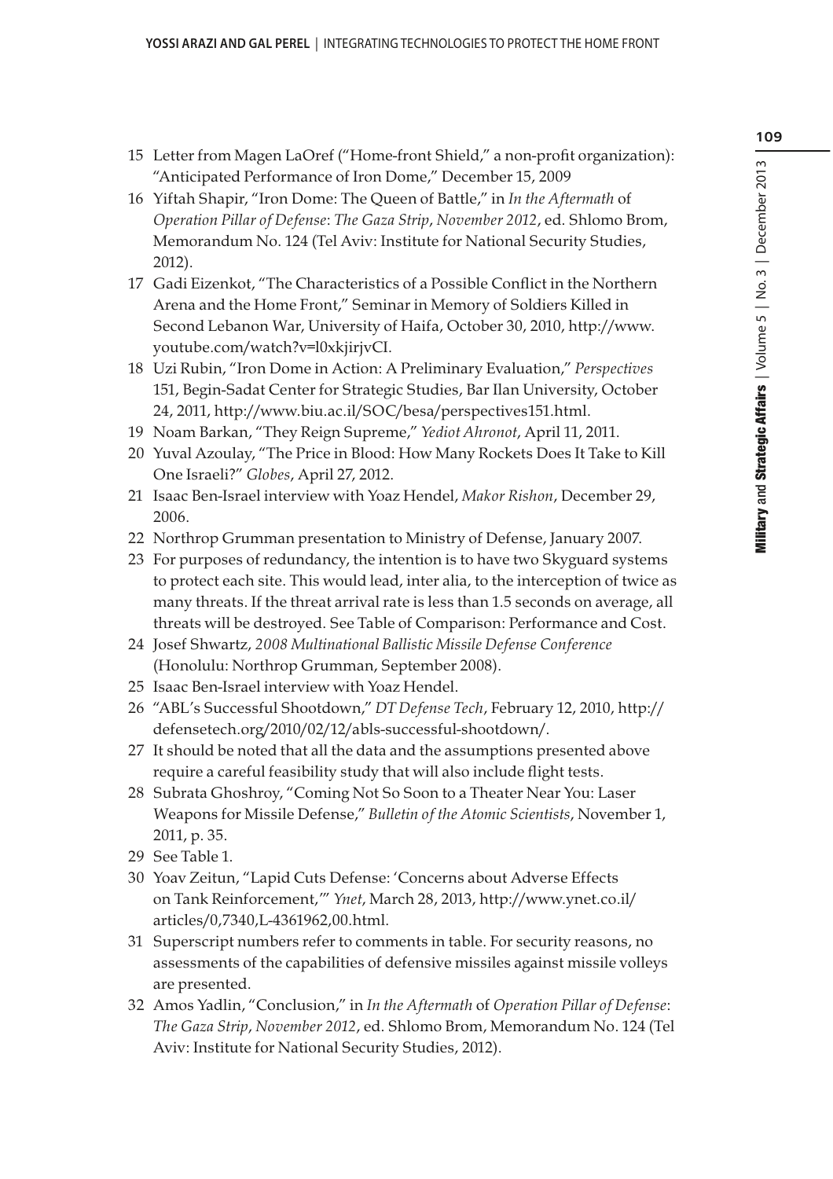15 Letter from Magen LaOref ("Home-front Shield," a non-profit organization): "Anticipated Performance of Iron Dome," December 15, 2009

16 Yiftah Shapir, "Iron Dome: The Queen of Battle," in *In the Aftermath* of *Operation Pillar of Defense*: *The Gaza Strip*, *November 2012*, ed. Shlomo Brom, Memorandum No. 124 (Tel Aviv: Institute for National Security Studies, 2012).

17 Gadi Eizenkot, "The Characteristics of a Possible Conflict in the Northern Arena and the Home Front," Seminar in Memory of Soldiers Killed in Second Lebanon War, University of Haifa, October 30, 2010, http://www.youtube.com/watch?v=l0xkjirjvCI.

18 Uzi Rubin, "Iron Dome in Action: A Preliminary Evaluation," *Perspectives* 151, Begin-Sadat Center for Strategic Studies, Bar Ilan University, October 24, 2011, http://www.biu.ac.il/SOC/besa/perspectives151.html.

19 Noam Barkan, "They Reign Supreme," *Yediot Ahronot*, April 11, 2011.

20 Yuval Azoulay, "The Price in Blood: How Many Rockets Does It Take to Kill One Israeli?" *Globes*, April 27, 2012.

21 Isaac Ben-Israel interview with Yoaz Hendel, *Makor Rishon*, December 29, 2006.

22 Northrop Grumman presentation to Ministry of Defense, January 2007.

23 For purposes of redundancy, the intention is to have two Skyguard systems to protect each site. This would lead, inter alia, to the interception of twice as many threats. If the threat arrival rate is less than 1.5 seconds on average, all threats will be destroyed. See Table of Comparison: Performance and Cost.

24 Josef Shwartz, *2008 Multinational Ballistic Missile Defense Conference* (Honolulu: Northrop Grumman, September 2008).

25 Isaac Ben-Israel interview with Yoaz Hendel.

26 "ABL's Successful Shootdown," *DT Defense Tech*, February 12, 2010, http://defensetech.org/2010/02/12/abls-successful-shootdown/.

27 It should be noted that all the data and the assumptions presented above require a careful feasibility study that will also include flight tests.

28 Subrata Ghoshroy, "Coming Not So Soon to a Theater Near You: Laser Weapons for Missile Defense," *Bulletin of the Atomic Scientists*, November 1, 2011, p. 35.

29 See Table 1.

30 Yoav Zeitun, "Lapid Cuts Defense: 'Concerns about Adverse Effects on Tank Reinforcement,'" *Ynet*, March 28, 2013, http://www.ynet.co.il/articles/0,7340,L-4361962,00.html.

31 Superscript numbers refer to comments in table. For security reasons, no assessments of the capabilities of defensive missiles against missile volleys are presented.

32 Amos Yadlin, "Conclusion," in *In the Aftermath* of *Operation Pillar of Defense*: *The Gaza Strip*, *November 2012*, ed. Shlomo Brom, Memorandum No. 124 (Tel Aviv: Institute for National Security Studies, 2012).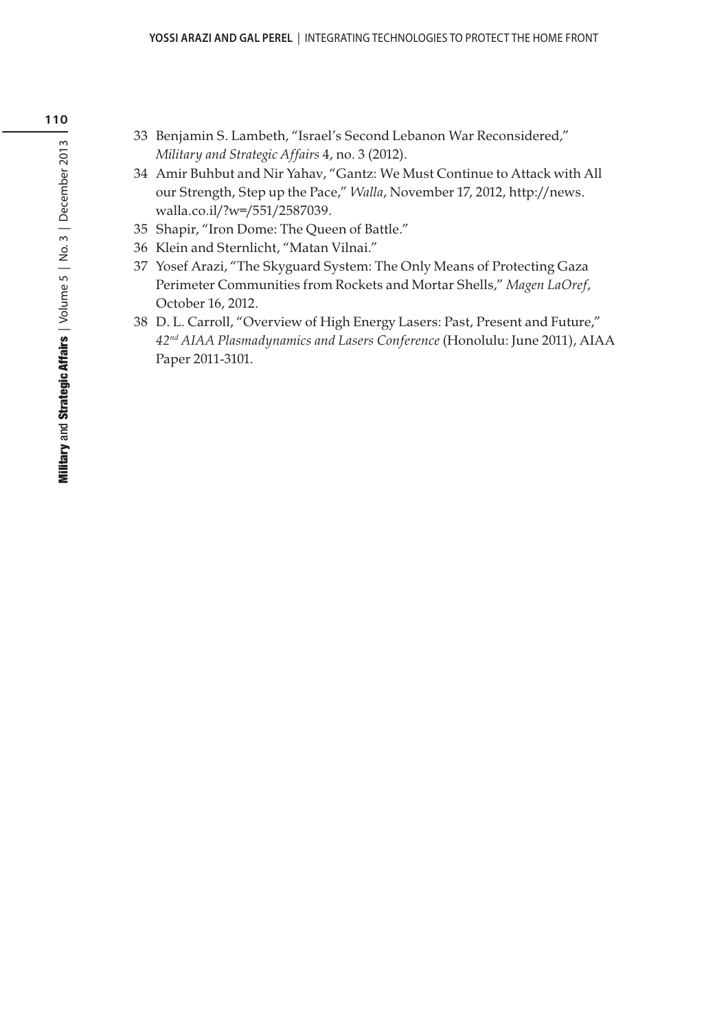33 Benjamin S. Lambeth, "Israel's Second Lebanon War Reconsidered," *Military and Strategic Affairs* 4, no. 3 (2012).

34 Amir Buhbut and Nir Yahav, "Gantz: We Must Continue to Attack with All our Strength, Step up the Pace," *Walla*, November 17, 2012, http://news.walla.co.il/?w=/551/2587039.

35 Shapir, "Iron Dome: The Queen of Battle."

36 Klein and Sternlicht, "Matan Vilnai."

37 Yosef Arazi, "The Skyguard System: The Only Means of Protecting Gaza Perimeter Communities from Rockets and Mortar Shells," *Magen LaOref*, October 16, 2012.

38 D. L. Carroll, "Overview of High Energy Lasers: Past, Present and Future," *42nd AIAA Plasmadynamics and Lasers Conference* (Honolulu: June 2011), AIAA Paper 2011-3101.